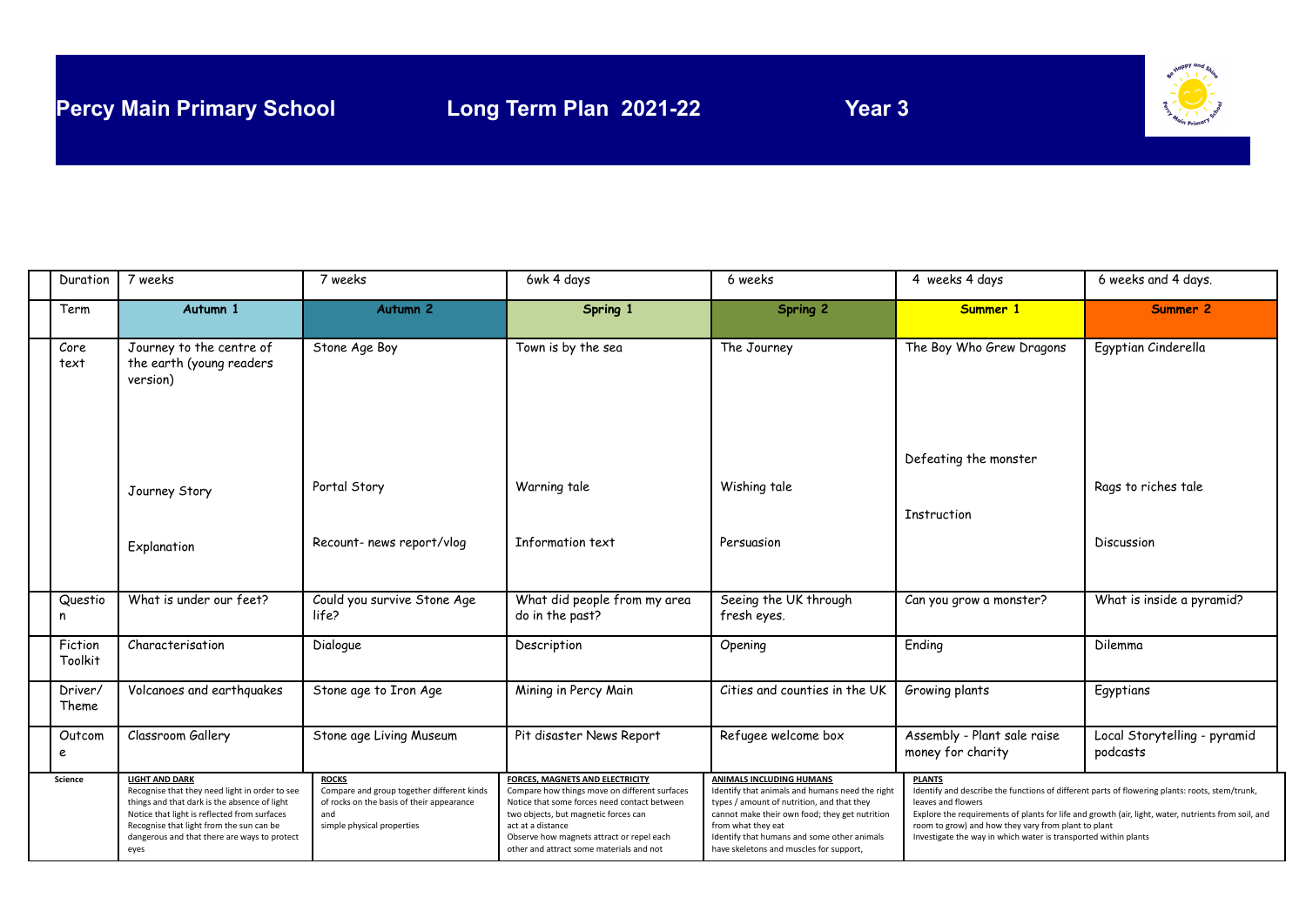# Percy Main Primary School    Long Term Plan 2021-22    Year 3

| | Autumn 1 | Autumn 2 | Spring 1 | Spring 2 | Summer 1 | Summer 2 |
|---|---|---|---|---|---|---|
| Duration | 7 weeks | 7 weeks | 6wk 4 days | 6 weeks | 4 weeks 4 days | 6 weeks and 4 days. |
| Term | Autumn 1 | Autumn 2 | Spring 1 | Spring 2 | Summer 1 | Summer 2 |
| Core text | Journey to the centre of the earth (young readers version)<br><br>Journey Story<br><br>Explanation | Stone Age Boy<br><br>Portal Story<br><br>Recount- news report/vlog | Town is by the sea<br><br>Warning tale<br><br>Information text | The Journey<br><br>Wishing tale<br><br>Persuasion | The Boy Who Grew Dragons<br><br>Defeating the monster<br><br>Instruction | Egyptian Cinderella<br><br>Rags to riches tale<br><br>Discussion |
| Question | What is under our feet? | Could you survive Stone Age life? | What did people from my area do in the past? | Seeing the UK through fresh eyes. | Can you grow a monster? | What is inside a pyramid? |
| Fiction Toolkit | Characterisation | Dialogue | Description | Opening | Ending | Dilemma |
| Driver/ Theme | Volcanoes and earthquakes | Stone age to Iron Age | Mining in Percy Main | Cities and counties in the UK | Growing plants | Egyptians |
| Outcome | Classroom Gallery | Stone age Living Museum | Pit disaster News Report | Refugee welcome box | Assembly - Plant sale raise money for charity | Local Storytelling - pyramid podcasts |
| Science | **LIGHT AND DARK**<br>Recognise that they need light in order to see things and that dark is the absence of light<br>Notice that light is reflected from surfaces<br>Recognise that light from the sun can be dangerous and that there are ways to protect eyes | **ROCKS**<br>Compare and group together different kinds of rocks on the basis of their appearance and simple physical properties | **FORCES, MAGNETS AND ELECTRICITY**<br>Compare how things move on different surfaces<br>Notice that some forces need contact between two objects, but magnetic forces can act at a distance<br>Observe how magnets attract or repel each other and attract some materials and not | **ANIMALS INCLUDING HUMANS**<br>Identify that animals and humans need the right types / amount of nutrition, and that they cannot make their own food; they get nutrition from what they eat<br>Identify that humans and some other animals have skeletons and muscles for support, | **PLANTS**<br>Identify and describe the functions of different parts of flowering plants: roots, stem/trunk, leaves and flowers<br>Explore the requirements of plants for life and growth (air, light, water, nutrients from soil, and room to grow) and how they vary from plant to plant<br>Investigate the way in which water is transported within plants | |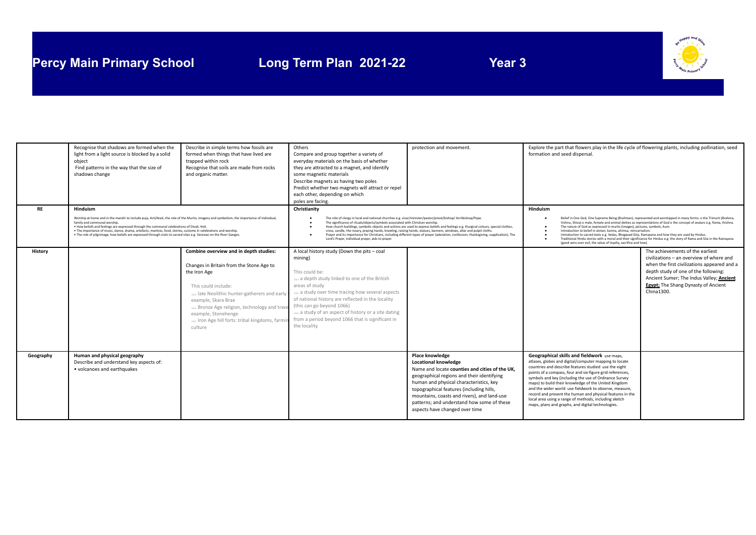| | | | | | | |
|---|---|---|---|---|---|---|
| | Recognise that shadows are formed when the light from a light source is blocked by a solid object<br>Find patterns in the way that the size of shadows change | Describe in simple terms how fossils are formed when things that have lived are trapped within rock<br>Recognise that soils are made from rocks and organic matter. | Others<br>Compare and group together a variety of everyday materials on the basis of whether they are attracted to a magnet, and identify some magnetic materials<br>Describe magnets as having two poles<br>Predict whether two magnets will attract or repel each other, depending on which poles are facing. | protection and movement. | Explore the part that flowers play in the life cycle of flowering plants, including pollination, seed formation and seed dispersal. | |
| **RE** | **Hinduism**<br>Worship at home and in the mandir to include puja, Arti/Arati, the role of the Murtis, imagery and symbolism, the importance of individual, family and communal worship.<br>• How beliefs and feelings are expressed through the communal celebrations of Divali, Holi.<br>• The importance of music, dance, drama, artefacts, mantras, food, stories, customs in celebrations and worship.<br>• The role of pilgrimage, how beliefs are expressed through visits to sacred sites e.g. Varanasi on the River Ganges. | | **Christianity**<br>• The role of clergy in local and national churches e.g. vicar/minister/pastor/priest/bishop/ Archbishop/Pope.<br>• The significance of rituals/objects/symbols associated with Christian worship.<br>• How church buildings, symbolic objects and actions are used to express beliefs and feelings e.g. liturgical colours, special clothes, cross, candle, the rosary, praying hands, kneeling, raising hands, statues, banners, windows, altar and pulpit cloths.<br>• Prayer and its importance for Christians, including different types of prayer (adoration, confession, thanksgiving, supplication), The Lord's Prayer, individual prayer, aids to prayer. | | **Hinduism**<br>• Belief in One God, One Supreme Being (Brahman), represented and worshipped in many forms: o the Trimurti (Brahma, Vishnu, Shiva) o male, female and animal deities as representations of God o the concept of avatars e.g. Rama, Krishna.<br>• The nature of God as expressed in murtis (images), pictures, symbols, Aum.<br>• Introduction to belief in atman, karma, ahimsa, reincarnation.<br>• Introduction to sacred texts e.g. Vedas, Bhagavad Gita, Ramayana and how they are used by Hindus.<br>• Traditional Hindu stories with a moral and their significance for Hindus e.g. the story of Rama and Sita in the Ramayana (good wins over evil, the value of loyalty, sacrifice and love). | |
| **History** | | **Combine overview and in depth studies:**<br>Changes in Britain from the Stone Age to the Iron Age<br>This could include:<br>- late Neolithic hunter-gatherers and early example, Skara Brae<br>- Bronze Age religion, technology and trave example, Stonehenge<br>- Iron Age hill forts: tribal kingdoms, farmin culture | A local history study (Down the pits – coal mining)<br>This could be:<br>- a depth study linked to one of the British areas of study<br>- a study over time tracing how several aspects of national history are reflected in the locality (this can go beyond 1066)<br>- a study of an aspect of history or a site dating from a period beyond 1066 that is significant in the locality. | | | The achievements of the earliest civilizations – an overview of where and when the first civilizations appeared and a depth study of one of the following: Ancient Sumer; The Indus Valley; **Ancient Egypt;** The Shang Dynasty of Ancient China1300. |
| **Geography** | **Human and physical geography**<br>Describe and understand key aspects of:<br>• volcanoes and earthquakes | | | **Place knowledge**<br>**Locational knowledge**<br>Name and locate **counties and cities of the UK,** geographical regions and their identifying human and physical characteristics, key topographical features (including hills, mountains, coasts and rivers), and land-use patterns; and understand how some of these aspects have changed over time | **Geographical skills and fieldwork** use maps, atlases, globes and digital/computer mapping to locate countries and describe features studied use the eight points of a compass, four and six-figure grid references, symbols and key (including the use of Ordnance Survey maps) to build their knowledge of the United Kingdom and the wider world use fieldwork to observe, measure, record and present the human and physical features in the local area using a range of methods, including sketch maps, plans and graphs, and digital technologies. | |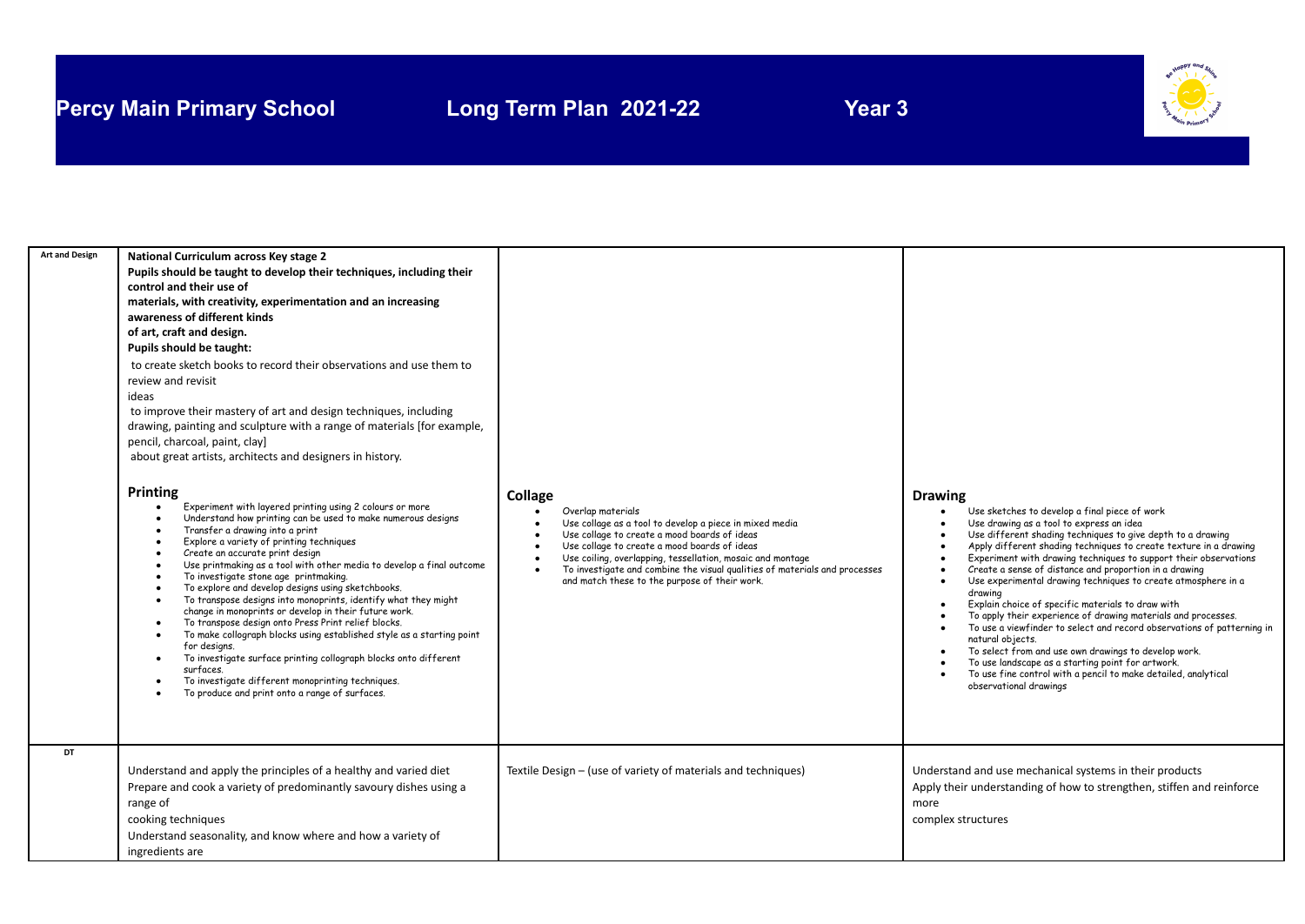# Percy Main Primary School Long Term Plan 2021-22 Year 3

| Art and Design | **National Curriculum across Key stage 2**<br>**Pupils should be taught to develop their techniques, including their control and their use of materials, with creativity, experimentation and an increasing awareness of different kinds of art, craft and design.**<br>**Pupils should be taught:**<br>to create sketch books to record their observations and use them to review and revisit ideas<br>to improve their mastery of art and design techniques, including drawing, painting and sculpture with a range of materials [for example, pencil, charcoal, paint, clay]<br>about great artists, architects and designers in history.<br><br>**Printing**<br>• Experiment with layered printing using 2 colours or more<br>• Understand how printing can be used to make numerous designs<br>• Transfer a drawing into a print<br>• Explore a variety of printing techniques<br>• Create an accurate print design<br>• Use printmaking as a tool with other media to develop a final outcome<br>• To investigate stone age printmaking.<br>• To explore and develop designs using sketchbooks.<br>• To transpose designs into monoprints, identify what they might change in monoprints or develop in their future work.<br>• To transpose design onto Press Print relief blocks.<br>• To make collograph blocks using established style as a starting point for designs.<br>• To investigate surface printing collograph blocks onto different surfaces.<br>• To investigate different monoprinting techniques.<br>• To produce and print onto a range of surfaces. | **Collage**<br>• Overlap materials<br>• Use collage as a tool to develop a piece in mixed media<br>• Use collage to create a mood boards of ideas<br>• Use collage to create a mood boards of ideas<br>• Use coiling, overlapping, tessellation, mosaic and montage<br>• To investigate and combine the visual qualities of materials and processes and match these to the purpose of their work. | **Drawing**<br>• Use sketches to develop a final piece of work<br>• Use drawing as a tool to express an idea<br>• Use different shading techniques to give depth to a drawing<br>• Apply different shading techniques to create texture in a drawing<br>• Experiment with drawing techniques to support their observations<br>• Create a sense of distance and proportion in a drawing<br>• Use experimental drawing techniques to create atmosphere in a drawing<br>• Explain choice of specific materials to draw with<br>• To apply their experience of drawing materials and processes.<br>• To use a viewfinder to select and record observations of patterning in natural objects.<br>• To select from and use own drawings to develop work.<br>• To use landscape as a starting point for artwork.<br>• To use fine control with a pencil to make detailed, analytical observational drawings |
|---|---|---|---|
| DT | Understand and apply the principles of a healthy and varied diet<br>Prepare and cook a variety of predominantly savoury dishes using a range of cooking techniques<br>Understand seasonality, and know where and how a variety of ingredients are | Textile Design – (use of variety of materials and techniques) | Understand and use mechanical systems in their products<br>Apply their understanding of how to strengthen, stiffen and reinforce more complex structures |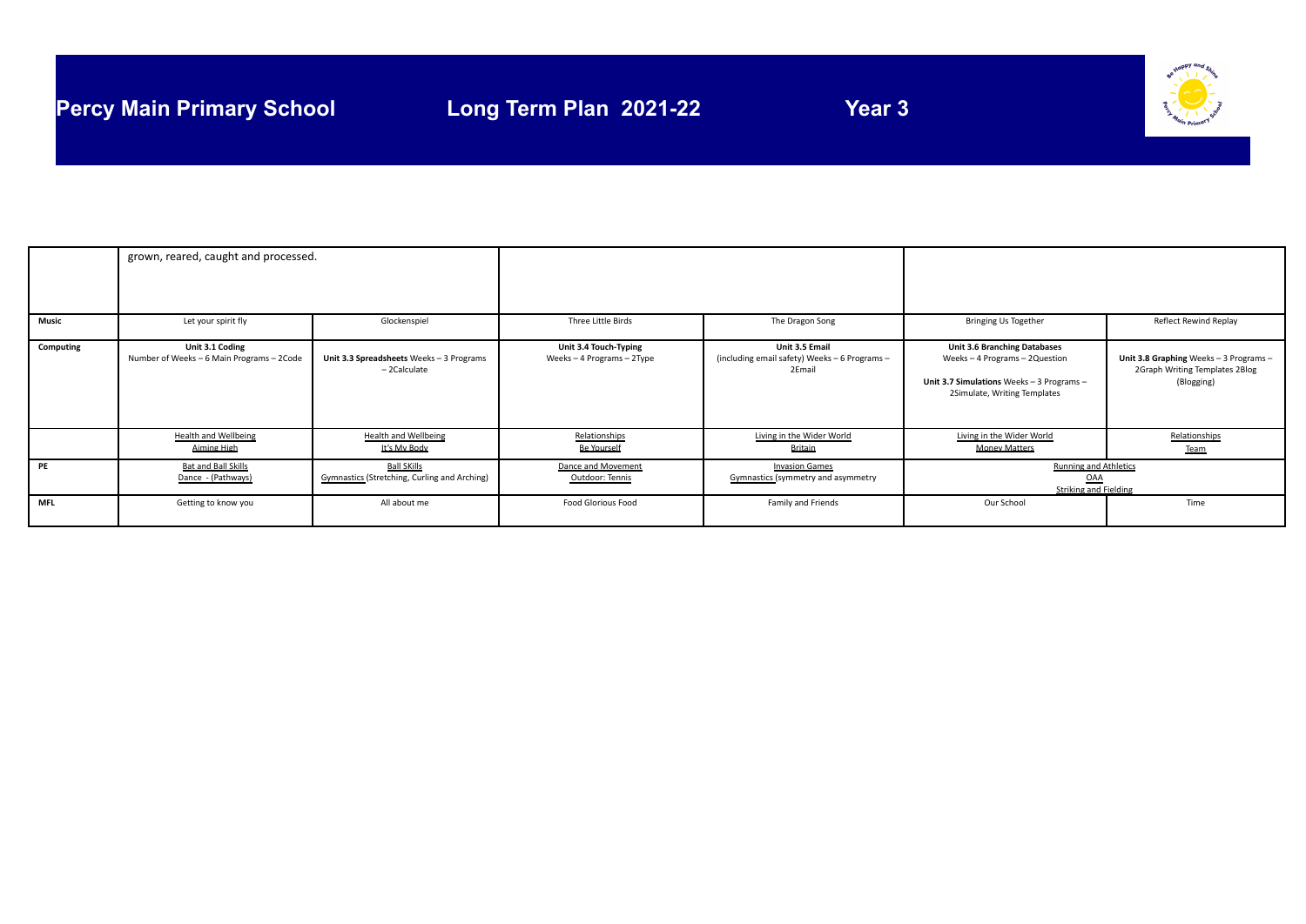# Percy Main Primary School     Long Term Plan 2021-22     Year 3

| | | | | | | |
|---|---|---|---|---|---|---|
| | grown, reared, caught and processed. | | | | | |
| **Music** | Let your spirit fly | Glockenspiel | Three Little Birds | The Dragon Song | Bringing Us Together | Reflect Rewind Replay |
| **Computing** | **Unit 3.1 Coding** Number of Weeks – 6 Main Programs – 2Code | **Unit 3.3 Spreadsheets** Weeks – 3 Programs – 2Calculate | **Unit 3.4 Touch-Typing** Weeks – 4 Programs – 2Type | **Unit 3.5 Email** (including email safety) Weeks – 6 Programs – 2Email | **Unit 3.6 Branching Databases** Weeks – 4 Programs – 2Question<br>**Unit 3.7 Simulations** Weeks – 3 Programs – 2Simulate, Writing Templates | **Unit 3.8 Graphing** Weeks – 3 Programs – 2Graph Writing Templates 2Blog (Blogging) |
| | Health and Wellbeing Aiming High | Health and Wellbeing It's My Body | Relationships Be Yourself | Living in the Wider World Britain | Living in the Wider World Money Matters | Relationships Team |
| **PE** | Bat and Ball Skills Dance - (Pathways) | Ball SKills Gymnastics (Stretching, Curling and Arching) | Dance and Movement Outdoor: Tennis | Invasion Games Gymnastics (symmetry and asymmetry | Running and Athletics OAA Striking and Fielding | |
| **MFL** | Getting to know you | All about me | Food Glorious Food | Family and Friends | Our School | Time |